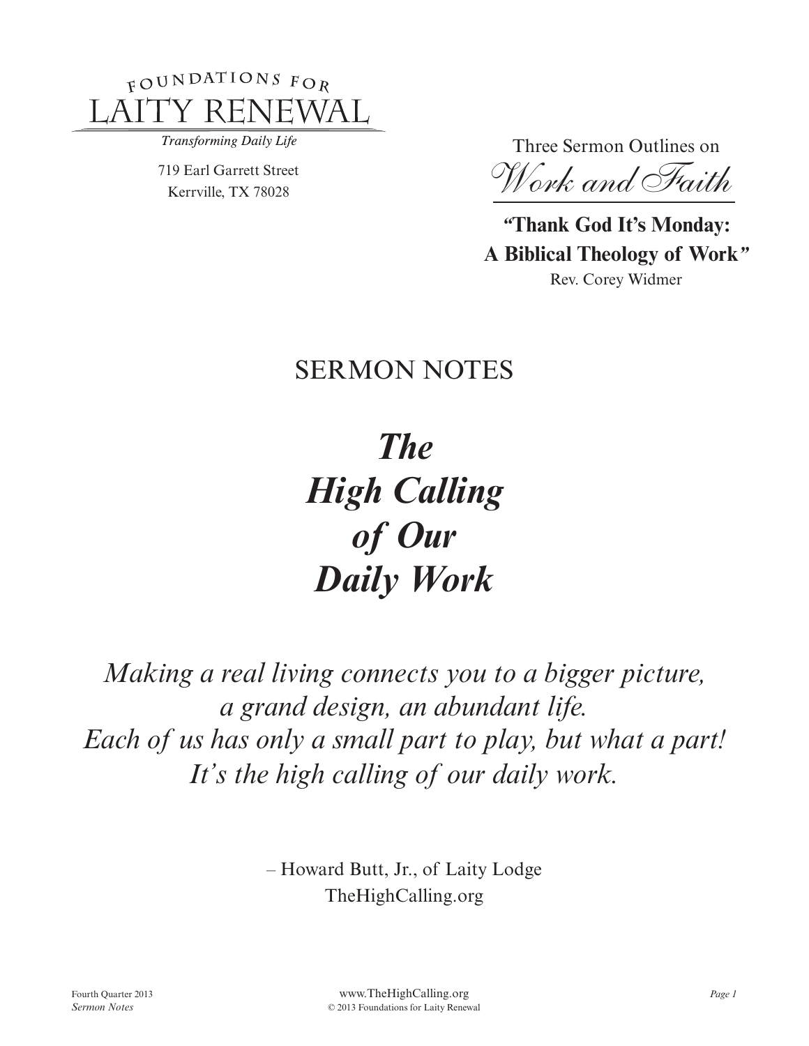FOUNDATIONS FOR
LAITY RENEWAL
*Transforming Daily Life*

719 Earl Garrett Street
Kerrville, TX 78028

Three Sermon Outlines on
*Work and Faith*

**"Thank God It's Monday: A Biblical Theology of Work"**
Rev. Corey Widmer

SERMON NOTES

# *The High Calling of Our Daily Work*

*Making a real living connects you to a bigger picture, a grand design, an abundant life. Each of us has only a small part to play, but what a part! It's the high calling of our daily work.*

– Howard Butt, Jr., of Laity Lodge
TheHighCalling.org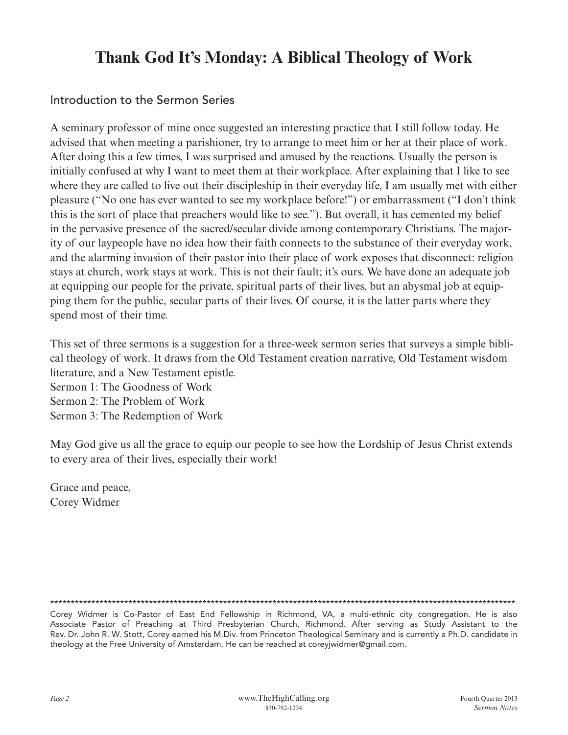# Thank God It's Monday: A Biblical Theology of Work

## Introduction to the Sermon Series

A seminary professor of mine once suggested an interesting practice that I still follow today. He advised that when meeting a parishioner, try to arrange to meet him or her at their place of work. After doing this a few times, I was surprised and amused by the reactions. Usually the person is initially confused at why I want to meet them at their workplace. After explaining that I like to see where they are called to live out their discipleship in their everyday life, I am usually met with either pleasure ("No one has ever wanted to see my workplace before!") or embarrassment ("I don't think this is the sort of place that preachers would like to see."). But overall, it has cemented my belief in the pervasive presence of the sacred/secular divide among contemporary Christians. The majority of our laypeople have no idea how their faith connects to the substance of their everyday work, and the alarming invasion of their pastor into their place of work exposes that disconnect: religion stays at church, work stays at work. This is not their fault; it's ours. We have done an adequate job at equipping our people for the private, spiritual parts of their lives, but an abysmal job at equipping them for the public, secular parts of their lives. Of course, it is the latter parts where they spend most of their time.

This set of three sermons is a suggestion for a three-week sermon series that surveys a simple biblical theology of work. It draws from the Old Testament creation narrative, Old Testament wisdom literature, and a New Testament epistle.
Sermon 1: The Goodness of Work
Sermon 2: The Problem of Work
Sermon 3: The Redemption of Work

May God give us all the grace to equip our people to see how the Lordship of Jesus Christ extends to every area of their lives, especially their work!

Grace and peace,
Corey Widmer

---

Corey Widmer is Co-Pastor of East End Fellowship in Richmond, VA, a multi-ethnic city congregation. He is also Associate Pastor of Preaching at Third Presbyterian Church, Richmond. After serving as Study Assistant to the Rev. Dr. John R. W. Stott, Corey earned his M.Div. from Princeton Theological Seminary and is currently a Ph.D. candidate in theology at the Free University of Amsterdam. He can be reached at coreyjwidmer@gmail.com.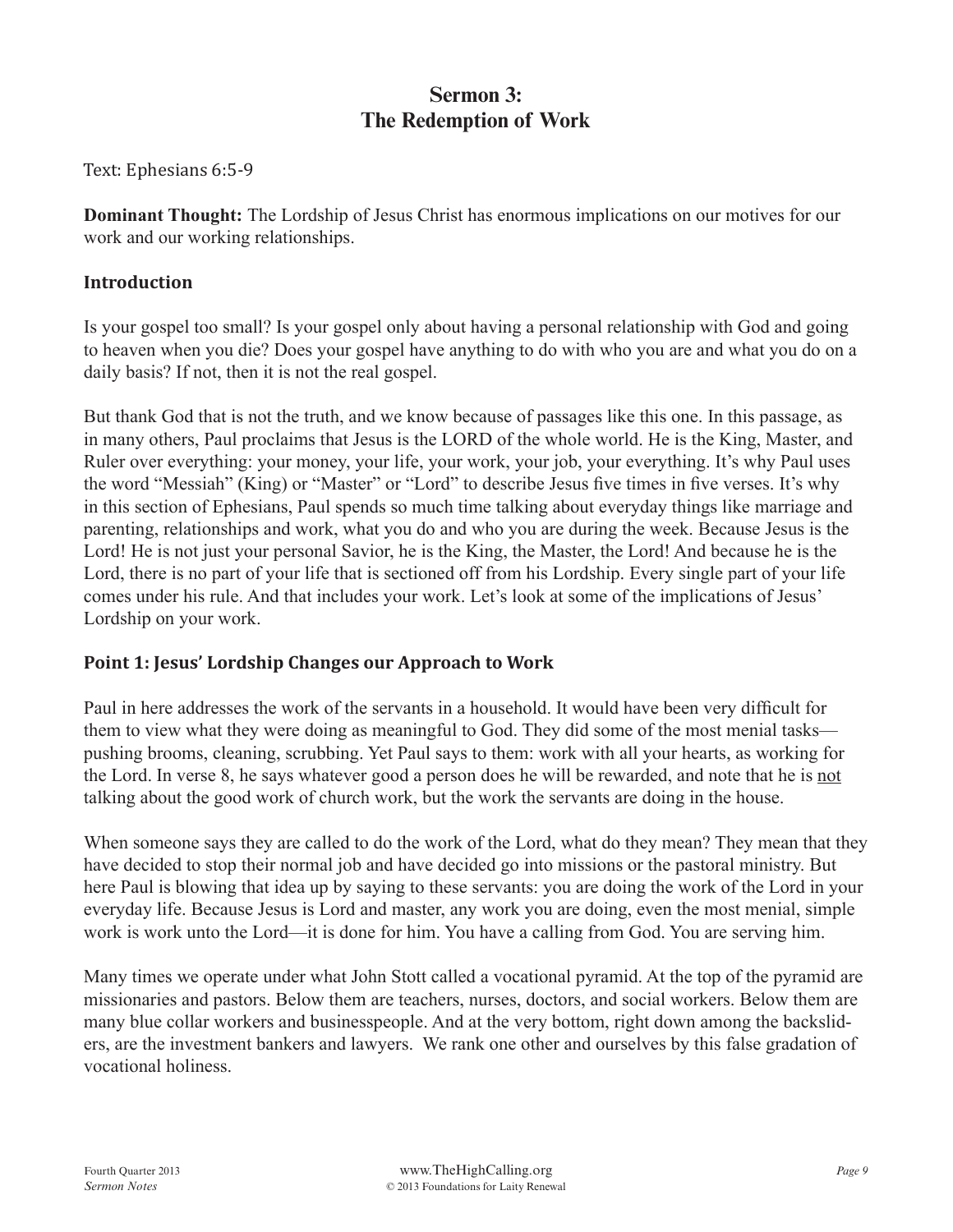# Sermon 3: The Redemption of Work

Text: Ephesians 6:5-9

**Dominant Thought:** The Lordship of Jesus Christ has enormous implications on our motives for our work and our working relationships.

## Introduction

Is your gospel too small? Is your gospel only about having a personal relationship with God and going to heaven when you die? Does your gospel have anything to do with who you are and what you do on a daily basis? If not, then it is not the real gospel.

But thank God that is not the truth, and we know because of passages like this one. In this passage, as in many others, Paul proclaims that Jesus is the LORD of the whole world. He is the King, Master, and Ruler over everything: your money, your life, your work, your job, your everything. It's why Paul uses the word "Messiah" (King) or "Master" or "Lord" to describe Jesus five times in five verses. It's why in this section of Ephesians, Paul spends so much time talking about everyday things like marriage and parenting, relationships and work, what you do and who you are during the week. Because Jesus is the Lord! He is not just your personal Savior, he is the King, the Master, the Lord! And because he is the Lord, there is no part of your life that is sectioned off from his Lordship. Every single part of your life comes under his rule. And that includes your work. Let's look at some of the implications of Jesus' Lordship on your work.

## Point 1: Jesus' Lordship Changes our Approach to Work

Paul in here addresses the work of the servants in a household. It would have been very difficult for them to view what they were doing as meaningful to God. They did some of the most menial tasks—pushing brooms, cleaning, scrubbing. Yet Paul says to them: work with all your hearts, as working for the Lord. In verse 8, he says whatever good a person does he will be rewarded, and note that he is <u>not</u> talking about the good work of church work, but the work the servants are doing in the house.

When someone says they are called to do the work of the Lord, what do they mean? They mean that they have decided to stop their normal job and have decided go into missions or the pastoral ministry. But here Paul is blowing that idea up by saying to these servants: you are doing the work of the Lord in your everyday life. Because Jesus is Lord and master, any work you are doing, even the most menial, simple work is work unto the Lord—it is done for him. You have a calling from God. You are serving him.

Many times we operate under what John Stott called a vocational pyramid. At the top of the pyramid are missionaries and pastors. Below them are teachers, nurses, doctors, and social workers. Below them are many blue collar workers and businesspeople. And at the very bottom, right down among the backsliders, are the investment bankers and lawyers. We rank one other and ourselves by this false gradation of vocational holiness.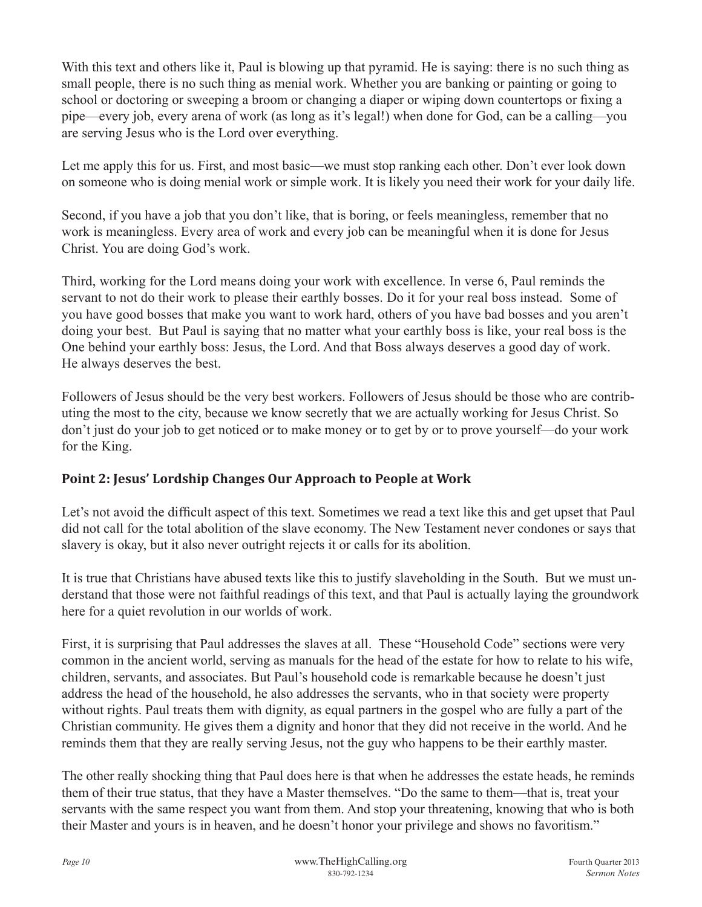With this text and others like it, Paul is blowing up that pyramid. He is saying: there is no such thing as small people, there is no such thing as menial work. Whether you are banking or painting or going to school or doctoring or sweeping a broom or changing a diaper or wiping down countertops or fixing a pipe—every job, every arena of work (as long as it's legal!) when done for God, can be a calling—you are serving Jesus who is the Lord over everything.

Let me apply this for us. First, and most basic—we must stop ranking each other. Don't ever look down on someone who is doing menial work or simple work. It is likely you need their work for your daily life.

Second, if you have a job that you don't like, that is boring, or feels meaningless, remember that no work is meaningless. Every area of work and every job can be meaningful when it is done for Jesus Christ. You are doing God's work.

Third, working for the Lord means doing your work with excellence. In verse 6, Paul reminds the servant to not do their work to please their earthly bosses. Do it for your real boss instead. Some of you have good bosses that make you want to work hard, others of you have bad bosses and you aren't doing your best. But Paul is saying that no matter what your earthly boss is like, your real boss is the One behind your earthly boss: Jesus, the Lord. And that Boss always deserves a good day of work. He always deserves the best.

Followers of Jesus should be the very best workers. Followers of Jesus should be those who are contributing the most to the city, because we know secretly that we are actually working for Jesus Christ. So don't just do your job to get noticed or to make money or to get by or to prove yourself—do your work for the King.

## Point 2: Jesus' Lordship Changes Our Approach to People at Work

Let's not avoid the difficult aspect of this text. Sometimes we read a text like this and get upset that Paul did not call for the total abolition of the slave economy. The New Testament never condones or says that slavery is okay, but it also never outright rejects it or calls for its abolition.

It is true that Christians have abused texts like this to justify slaveholding in the South. But we must understand that those were not faithful readings of this text, and that Paul is actually laying the groundwork here for a quiet revolution in our worlds of work.

First, it is surprising that Paul addresses the slaves at all. These "Household Code" sections were very common in the ancient world, serving as manuals for the head of the estate for how to relate to his wife, children, servants, and associates. But Paul's household code is remarkable because he doesn't just address the head of the household, he also addresses the servants, who in that society were property without rights. Paul treats them with dignity, as equal partners in the gospel who are fully a part of the Christian community. He gives them a dignity and honor that they did not receive in the world. And he reminds them that they are really serving Jesus, not the guy who happens to be their earthly master.

The other really shocking thing that Paul does here is that when he addresses the estate heads, he reminds them of their true status, that they have a Master themselves. "Do the same to them—that is, treat your servants with the same respect you want from them. And stop your threatening, knowing that who is both their Master and yours is in heaven, and he doesn't honor your privilege and shows no favoritism."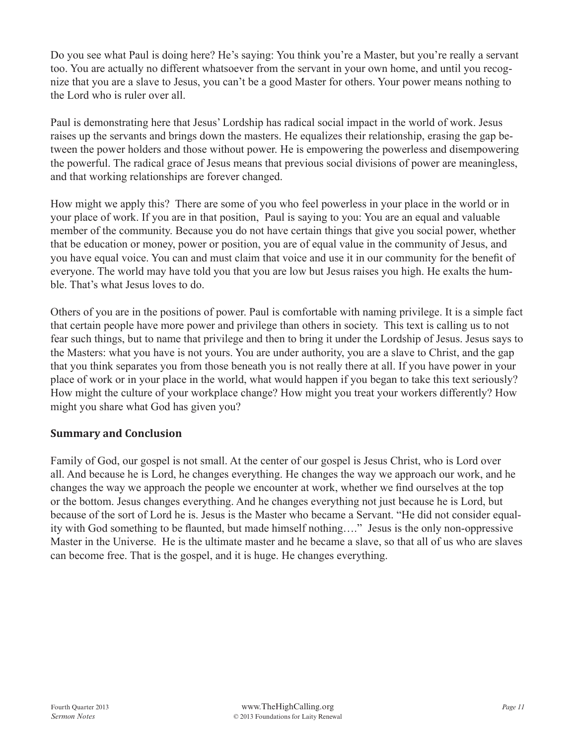Do you see what Paul is doing here? He's saying: You think you're a Master, but you're really a servant too. You are actually no different whatsoever from the servant in your own home, and until you recognize that you are a slave to Jesus, you can't be a good Master for others. Your power means nothing to the Lord who is ruler over all.

Paul is demonstrating here that Jesus' Lordship has radical social impact in the world of work. Jesus raises up the servants and brings down the masters. He equalizes their relationship, erasing the gap between the power holders and those without power. He is empowering the powerless and disempowering the powerful. The radical grace of Jesus means that previous social divisions of power are meaningless, and that working relationships are forever changed.

How might we apply this? There are some of you who feel powerless in your place in the world or in your place of work. If you are in that position, Paul is saying to you: You are an equal and valuable member of the community. Because you do not have certain things that give you social power, whether that be education or money, power or position, you are of equal value in the community of Jesus, and you have equal voice. You can and must claim that voice and use it in our community for the benefit of everyone. The world may have told you that you are low but Jesus raises you high. He exalts the humble. That's what Jesus loves to do.

Others of you are in the positions of power. Paul is comfortable with naming privilege. It is a simple fact that certain people have more power and privilege than others in society. This text is calling us to not fear such things, but to name that privilege and then to bring it under the Lordship of Jesus. Jesus says to the Masters: what you have is not yours. You are under authority, you are a slave to Christ, and the gap that you think separates you from those beneath you is not really there at all. If you have power in your place of work or in your place in the world, what would happen if you began to take this text seriously? How might the culture of your workplace change? How might you treat your workers differently? How might you share what God has given you?

## Summary and Conclusion

Family of God, our gospel is not small. At the center of our gospel is Jesus Christ, who is Lord over all. And because he is Lord, he changes everything. He changes the way we approach our work, and he changes the way we approach the people we encounter at work, whether we find ourselves at the top or the bottom. Jesus changes everything. And he changes everything not just because he is Lord, but because of the sort of Lord he is. Jesus is the Master who became a Servant. "He did not consider equality with God something to be flaunted, but made himself nothing…." Jesus is the only non-oppressive Master in the Universe. He is the ultimate master and he became a slave, so that all of us who are slaves can become free. That is the gospel, and it is huge. He changes everything.